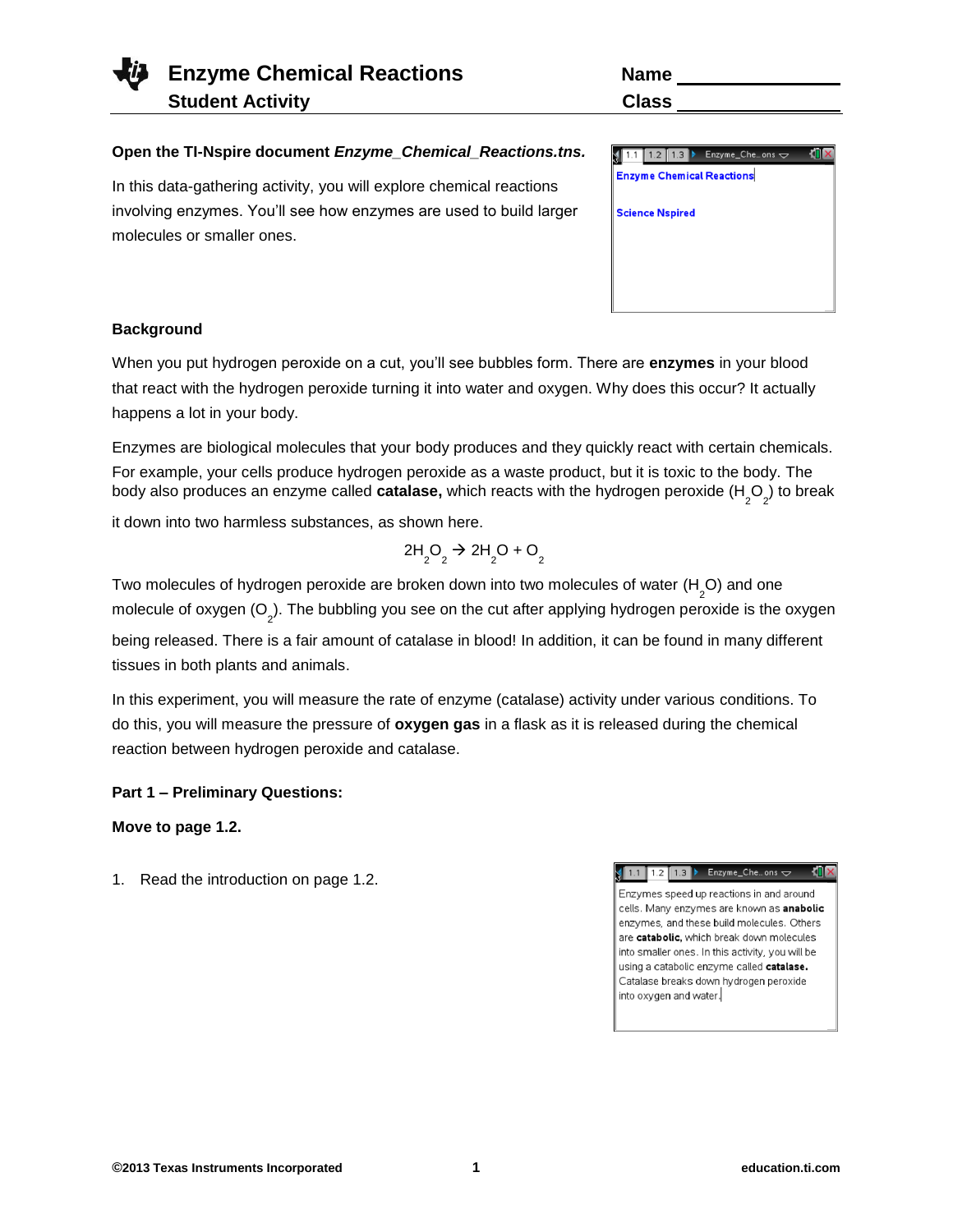# Enzyme Chemical Reactions

## Student Activity

Name ________________

Class ________________

**Open the TI-Nspire document *Enzyme_Chemical_Reactions.tns.***

In this data-gathering activity, you will explore chemical reactions involving enzymes. You'll see how enzymes are used to build larger molecules or smaller ones.

Enzyme Chemical Reactions

Science Nspired

### Background

When you put hydrogen peroxide on a cut, you'll see bubbles form. There are **enzymes** in your blood that react with the hydrogen peroxide turning it into water and oxygen. Why does this occur? It actually happens a lot in your body.

Enzymes are biological molecules that your body produces and they quickly react with certain chemicals. For example, your cells produce hydrogen peroxide as a waste product, but it is toxic to the body. The body also produces an enzyme called **catalase,** which reacts with the hydrogen peroxide ($H_2O_2$) to break it down into two harmless substances, as shown here.

$$2H_2O_2 \rightarrow 2H_2O + O_2$$

Two molecules of hydrogen peroxide are broken down into two molecules of water ($H_2O$) and one molecule of oxygen ($O_2$). The bubbling you see on the cut after applying hydrogen peroxide is the oxygen being released. There is a fair amount of catalase in blood! In addition, it can be found in many different tissues in both plants and animals.

In this experiment, you will measure the rate of enzyme (catalase) activity under various conditions. To do this, you will measure the pressure of **oxygen gas** in a flask as it is released during the chemical reaction between hydrogen peroxide and catalase.

### Part 1 – Preliminary Questions:

**Move to page 1.2.**

1. Read the introduction on page 1.2.

Enzymes speed up reactions in and around cells. Many enzymes are known as **anabolic** enzymes, and these build molecules. Others are **catabolic,** which break down molecules into smaller ones. In this activity, you will be using a catabolic enzyme called **catalase.** Catalase breaks down hydrogen peroxide into oxygen and water.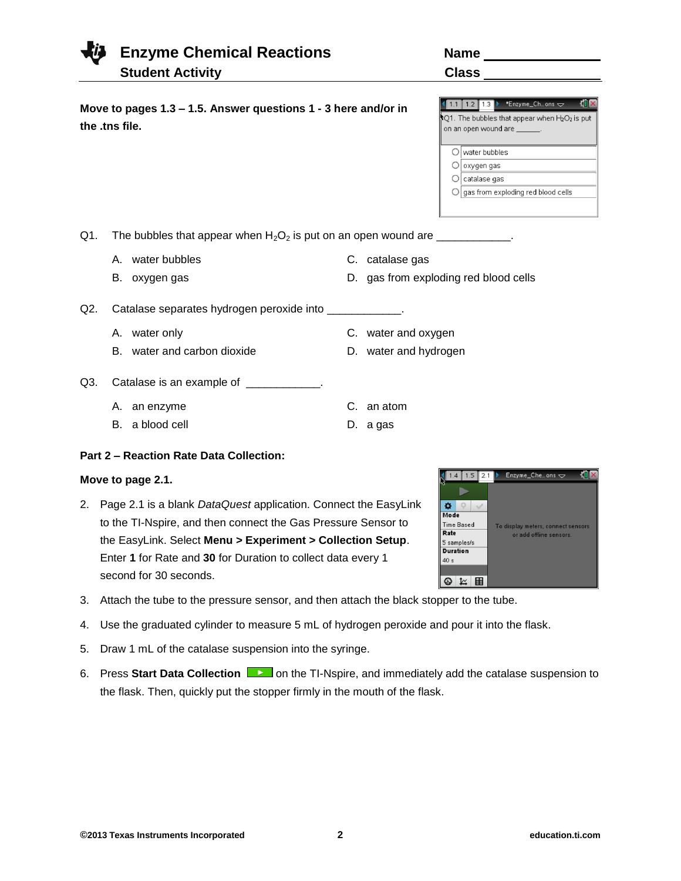**Move to pages 1.3 – 1.5. Answer questions 1 - 3 here and/or in the .tns file.**

Q1. The bubbles that appear when $H_2O_2$ is put on an open wound are ____________.

A. water bubbles
B. oxygen gas
C. catalase gas
D. gas from exploding red blood cells

Q2. Catalase separates hydrogen peroxide into ____________.

A. water only
B. water and carbon dioxide
C. water and oxygen
D. water and hydrogen

Q3. Catalase is an example of ____________.

A. an enzyme
B. a blood cell
C. an atom
D. a gas

**Part 2 – Reaction Rate Data Collection:**

**Move to page 2.1.**

2. Page 2.1 is a blank *DataQuest* application. Connect the EasyLink to the TI-Nspire, and then connect the Gas Pressure Sensor to the EasyLink. Select **Menu > Experiment > Collection Setup**. Enter **1** for Rate and **30** for Duration to collect data every 1 second for 30 seconds.
3. Attach the tube to the pressure sensor, and then attach the black stopper to the tube.
4. Use the graduated cylinder to measure 5 mL of hydrogen peroxide and pour it into the flask.
5. Draw 1 mL of the catalase suspension into the syringe.
6. Press **Start Data Collection** on the TI-Nspire, and immediately add the catalase suspension to the flask. Then, quickly put the stopper firmly in the mouth of the flask.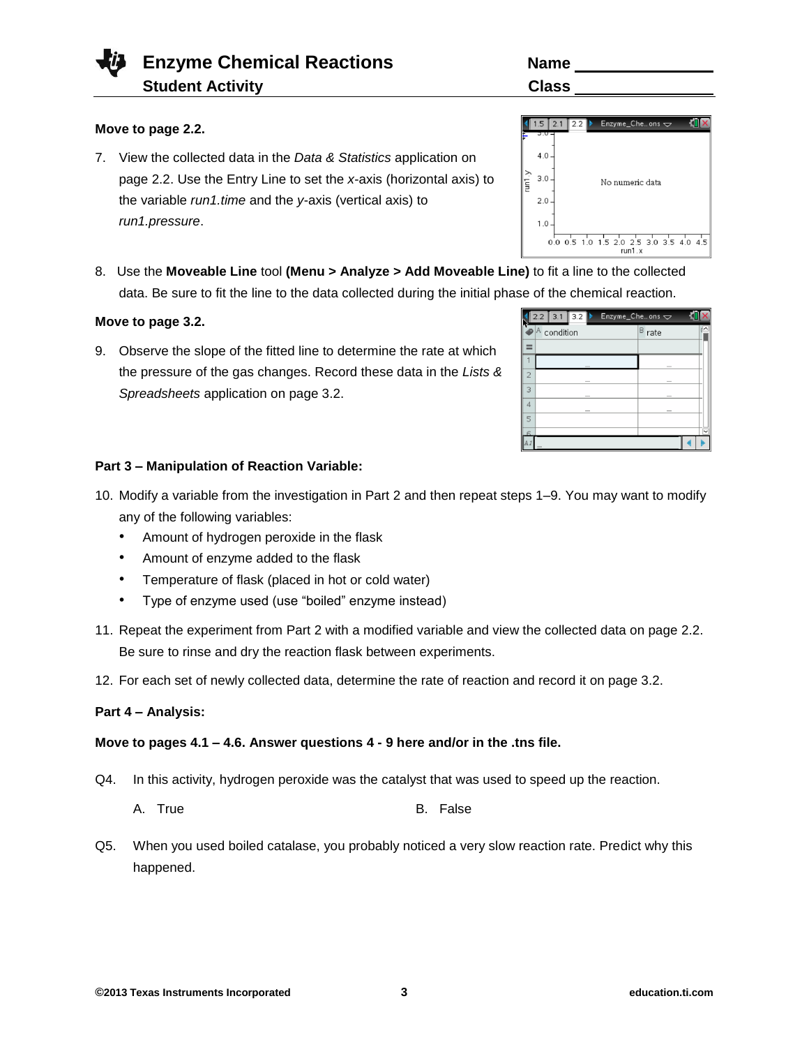Move to page 2.2.

7. View the collected data in the *Data & Statistics* application on page 2.2. Use the Entry Line to set the *x*-axis (horizontal axis) to the variable *run1.time* and the *y*-axis (vertical axis) to *run1.pressure*.

8. Use the **Moveable Line** tool **(Menu > Analyze > Add Moveable Line)** to fit a line to the collected data. Be sure to fit the line to the data collected during the initial phase of the chemical reaction.

**Move to page 3.2.**

9. Observe the slope of the fitted line to determine the rate at which the pressure of the gas changes. Record these data in the *Lists & Spreadsheets* application on page 3.2.

**Part 3 – Manipulation of Reaction Variable:**

10. Modify a variable from the investigation in Part 2 and then repeat steps 1–9. You may want to modify any of the following variables:
    - Amount of hydrogen peroxide in the flask
    - Amount of enzyme added to the flask
    - Temperature of flask (placed in hot or cold water)
    - Type of enzyme used (use "boiled" enzyme instead)

11. Repeat the experiment from Part 2 with a modified variable and view the collected data on page 2.2. Be sure to rinse and dry the reaction flask between experiments.

12. For each set of newly collected data, determine the rate of reaction and record it on page 3.2.

**Part 4 – Analysis:**

**Move to pages 4.1 – 4.6. Answer questions 4 - 9 here and/or in the .tns file.**

Q4. In this activity, hydrogen peroxide was the catalyst that was used to speed up the reaction.

A. True B. False

Q5. When you used boiled catalase, you probably noticed a very slow reaction rate. Predict why this happened.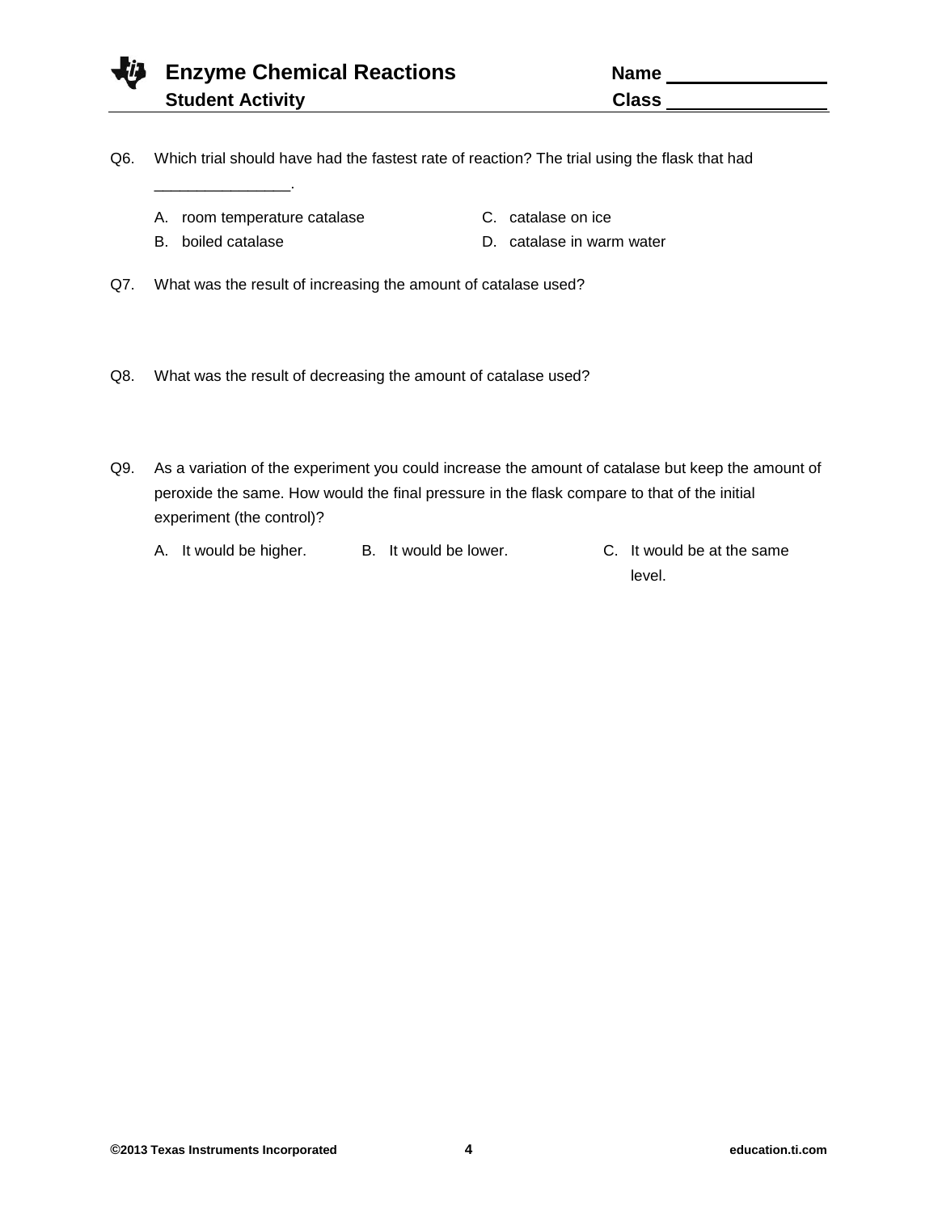Q6. Which trial should have had the fastest rate of reaction? The trial using the flask that had _______________.

A. room temperature catalase
B. boiled catalase
C. catalase on ice
D. catalase in warm water

Q7. What was the result of increasing the amount of catalase used?

Q8. What was the result of decreasing the amount of catalase used?

Q9. As a variation of the experiment you could increase the amount of catalase but keep the amount of peroxide the same. How would the final pressure in the flask compare to that of the initial experiment (the control)?

A. It would be higher.
B. It would be lower.
C. It would be at the same level.